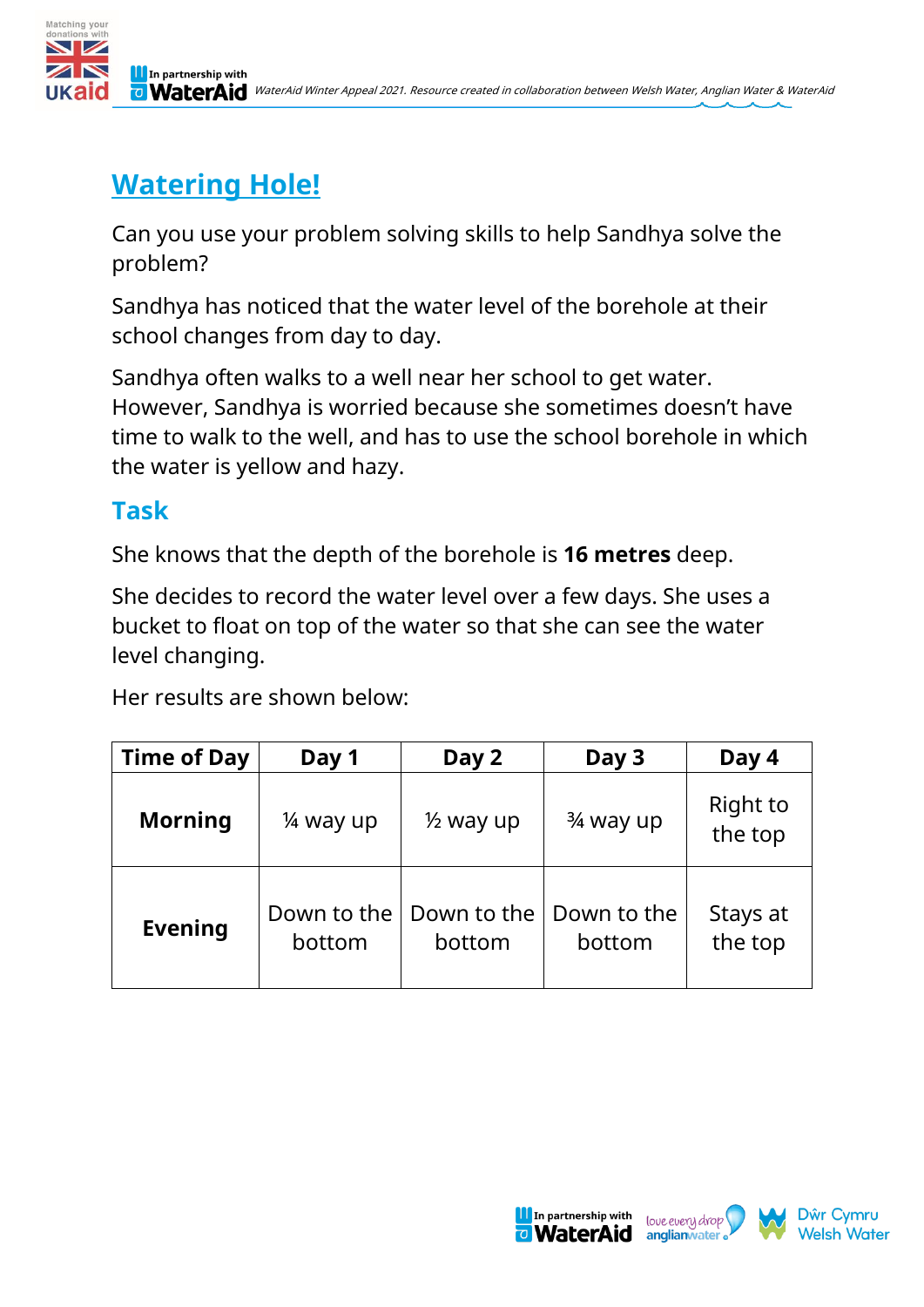# Watering Hole!

Can you use your problem solving skills to help Sandhya solve the problem?

Sandhya has noticed that the water level of the borehole at their school changes from day to day.

Sandhya often walks to a well near her school to get water. However, Sandhya is worried because she sometimes doesn't have time to walk to the well, and has to use the school borehole in which the water is yellow and hazy.

## Task

She knows that the depth of the borehole is **16 metres** deep.

She decides to record the water level over a few days. She uses a bucket to float on top of the water so that she can see the water level changing.

Her results are shown below:

| Time of Day | Day 1 | Day 2 | Day 3 | Day 4 |
|---|---|---|---|---|
| **Morning** | ¼ way up | ½ way up | ¾ way up | Right to the top |
| **Evening** | Down to the bottom | Down to the bottom | Down to the bottom | Stays at the top |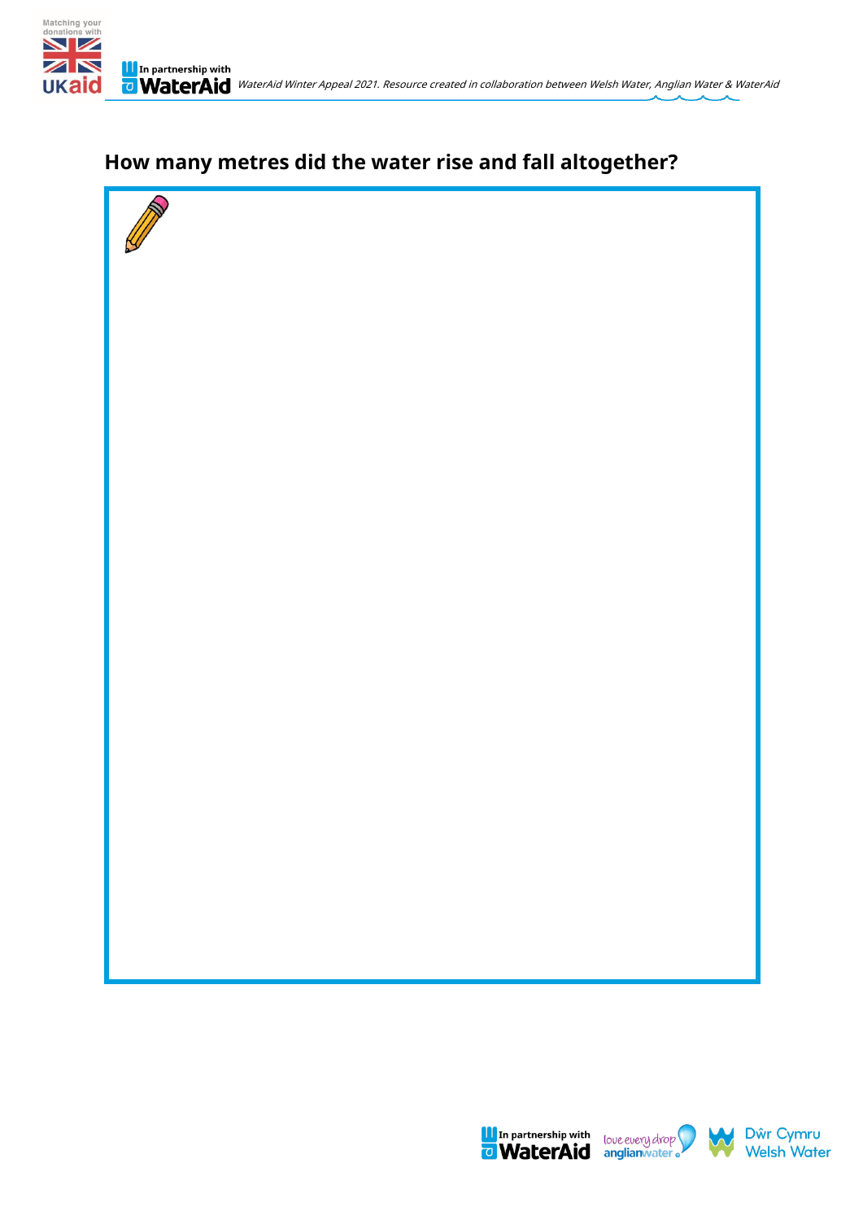## How many metres did the water rise and fall altogether?